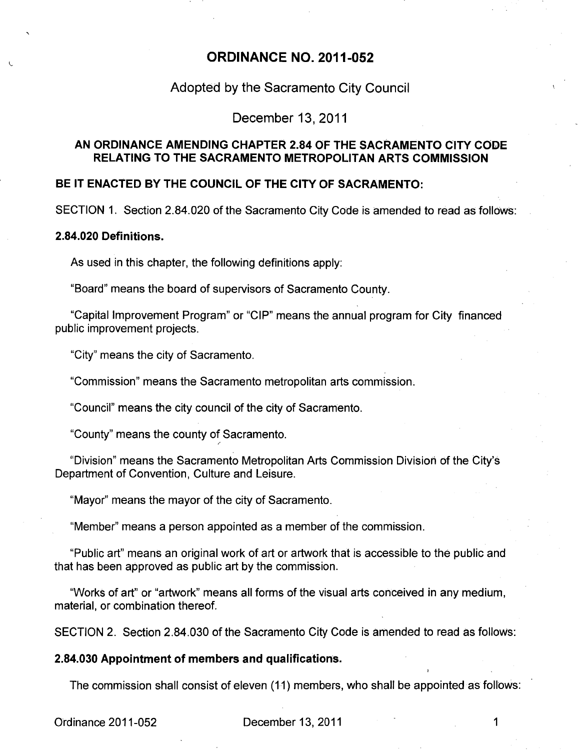# ORDINANCE NO. 2011-052

## Adopted by the Sacramento City Council

## December 13, 2011

### AN ORDINANCE AMENDING CHAPTER 2.84 OF THE SACRAMENTO CITY CODE RELATING TO THE SACRAMENTO METROPOLITAN ARTS COMMISSION

**BE IT ENACTED BY THE COUNCIL OF THE CITY OF SACRAMENTO:**

SECTION 1. Section 2.84.020 of the Sacramento City Code is amended to read as follows:

**2.84.020 Definitions.**

As used in this chapter, the following definitions apply:

"Board" means the board of supervisors of Sacramento County.

"Capital Improvement Program" or "CIP" means the annual program for City financed public improvement projects.

"City" means the city of Sacramento.

"Commission" means the Sacramento metropolitan arts commission.

"Council" means the city council of the city of Sacramento.

"County" means the county of Sacramento.

"Division" means the Sacramento Metropolitan Arts Commission Division of the City's Department of Convention, Culture and Leisure.

"Mayor" means the mayor of the city of Sacramento.

"Member" means a person appointed as a member of the commission.

"Public art" means an original work of art or artwork that is accessible to the public and that has been approved as public art by the commission.

"Works of art" or "artwork" means all forms of the visual arts conceived in any medium, material, or combination thereof.

SECTION 2. Section 2.84.030 of the Sacramento City Code is amended to read as follows:

**2.84.030 Appointment of members and qualifications.**

The commission shall consist of eleven (11) members, who shall be appointed as follows: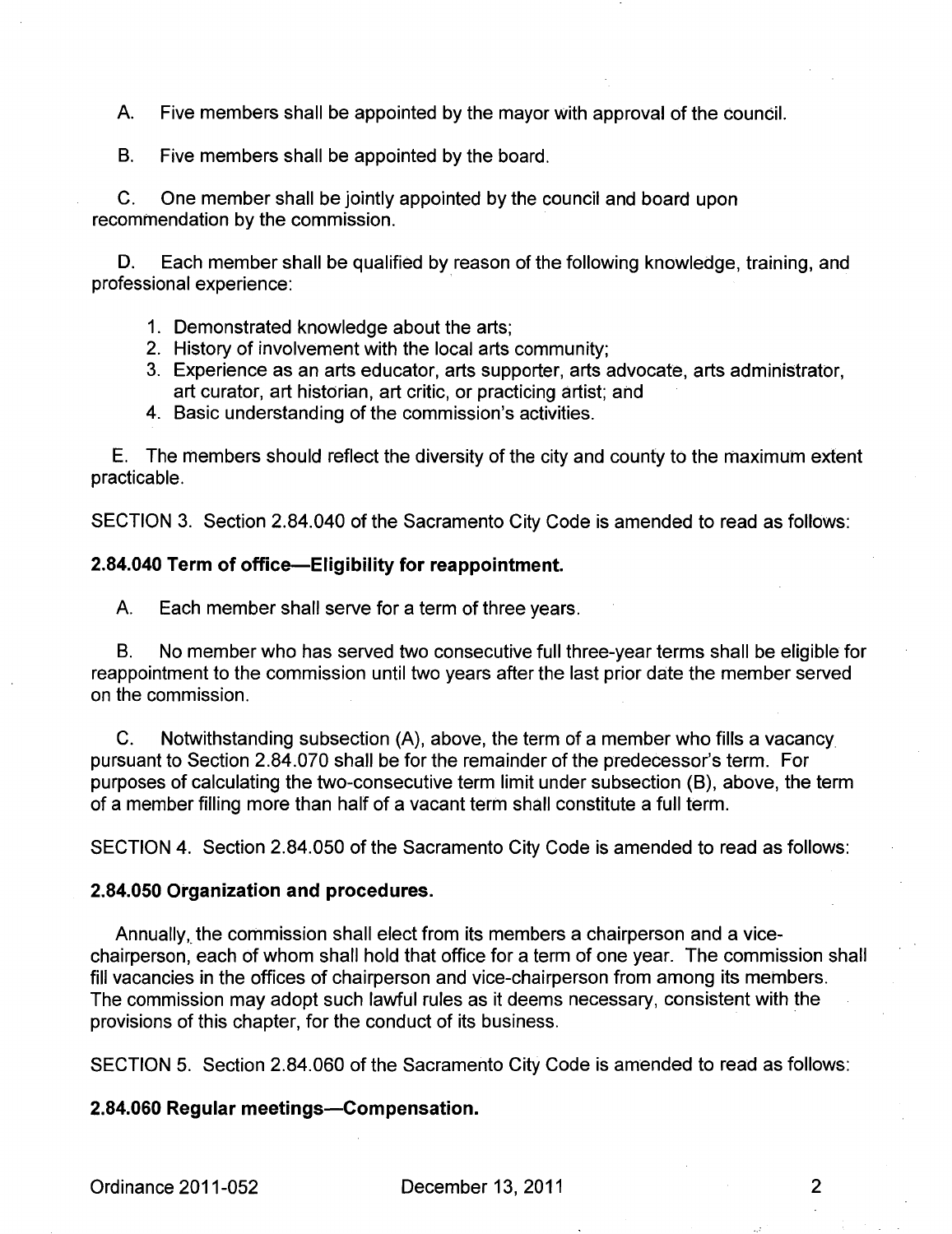A. Five members shall be appointed by the mayor with approval of the council.

B. Five members shall be appointed by the board.

C. One member shall be jointly appointed by the council and board upon recommendation by the commission.

D. Each member shall be qualified by reason of the following knowledge, training, and professional experience:

1. Demonstrated knowledge about the arts;
2. History of involvement with the local arts community;
3. Experience as an arts educator, arts supporter, arts advocate, arts administrator, art curator, art historian, art critic, or practicing artist; and
4. Basic understanding of the commission's activities.

E. The members should reflect the diversity of the city and county to the maximum extent practicable.

SECTION 3. Section 2.84.040 of the Sacramento City Code is amended to read as follows:

**2.84.040 Term of office—Eligibility for reappointment.**

A. Each member shall serve for a term of three years.

B. No member who has served two consecutive full three-year terms shall be eligible for reappointment to the commission until two years after the last prior date the member served on the commission.

C. Notwithstanding subsection (A), above, the term of a member who fills a vacancy pursuant to Section 2.84.070 shall be for the remainder of the predecessor's term. For purposes of calculating the two-consecutive term limit under subsection (B), above, the term of a member filling more than half of a vacant term shall constitute a full term.

SECTION 4. Section 2.84.050 of the Sacramento City Code is amended to read as follows:

**2.84.050 Organization and procedures.**

Annually, the commission shall elect from its members a chairperson and a vice-chairperson, each of whom shall hold that office for a term of one year. The commission shall fill vacancies in the offices of chairperson and vice-chairperson from among its members. The commission may adopt such lawful rules as it deems necessary, consistent with the provisions of this chapter, for the conduct of its business.

SECTION 5. Section 2.84.060 of the Sacramento City Code is amended to read as follows:

**2.84.060 Regular meetings—Compensation.**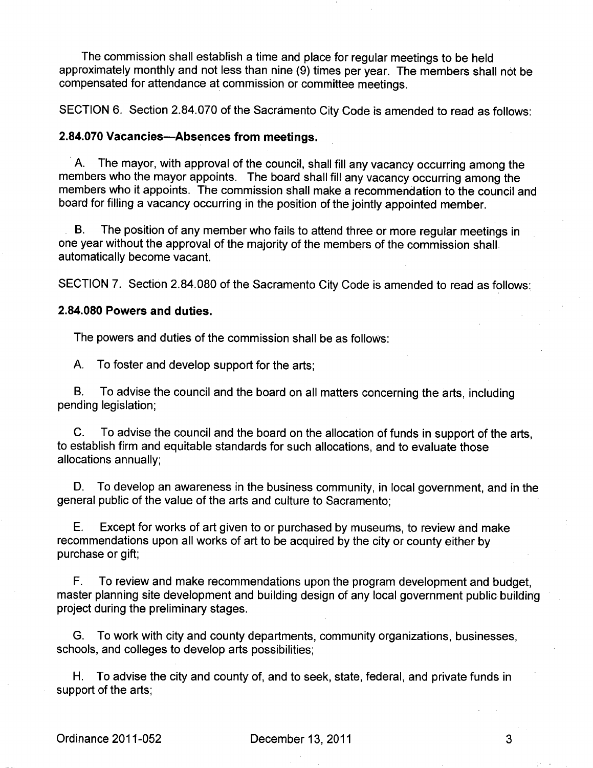The commission shall establish a time and place for regular meetings to be held approximately monthly and not less than nine (9) times per year. The members shall not be compensated for attendance at commission or committee meetings.

SECTION 6. Section 2.84.070 of the Sacramento City Code is amended to read as follows:

**2.84.070 Vacancies—Absences from meetings.**

A. The mayor, with approval of the council, shall fill any vacancy occurring among the members who the mayor appoints. The board shall fill any vacancy occurring among the members who it appoints. The commission shall make a recommendation to the council and board for filling a vacancy occurring in the position of the jointly appointed member.

B. The position of any member who fails to attend three or more regular meetings in one year without the approval of the majority of the members of the commission shall automatically become vacant.

SECTION 7. Section 2.84.080 of the Sacramento City Code is amended to read as follows:

**2.84.080 Powers and duties.**

The powers and duties of the commission shall be as follows:

A. To foster and develop support for the arts;

B. To advise the council and the board on all matters concerning the arts, including pending legislation;

C. To advise the council and the board on the allocation of funds in support of the arts, to establish firm and equitable standards for such allocations, and to evaluate those allocations annually;

D. To develop an awareness in the business community, in local government, and in the general public of the value of the arts and culture to Sacramento;

E. Except for works of art given to or purchased by museums, to review and make recommendations upon all works of art to be acquired by the city or county either by purchase or gift;

F. To review and make recommendations upon the program development and budget, master planning site development and building design of any local government public building project during the preliminary stages.

G. To work with city and county departments, community organizations, businesses, schools, and colleges to develop arts possibilities;

H. To advise the city and county of, and to seek, state, federal, and private funds in support of the arts;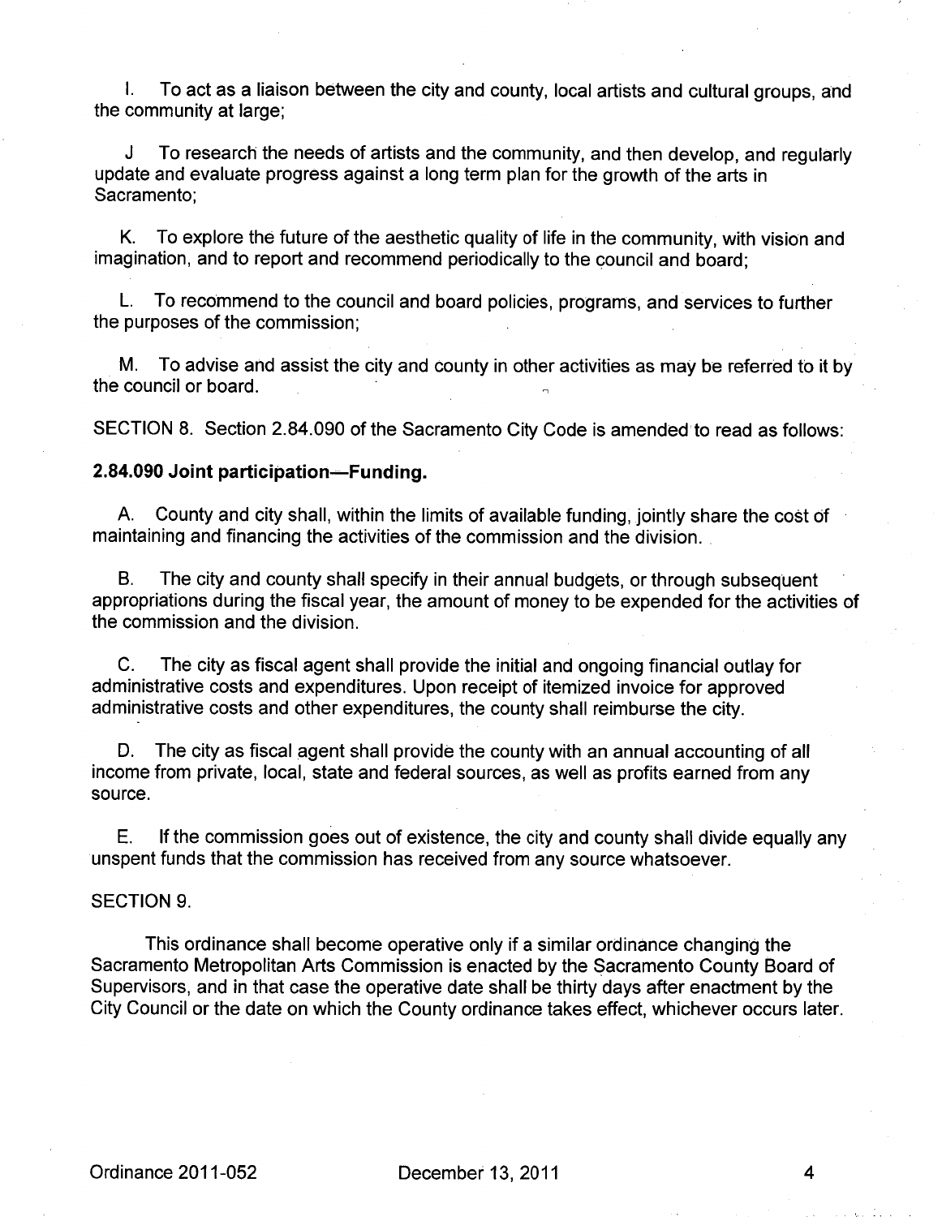I. To act as a liaison between the city and county, local artists and cultural groups, and the community at large;

J To research the needs of artists and the community, and then develop, and regularly update and evaluate progress against a long term plan for the growth of the arts in Sacramento;

K. To explore the future of the aesthetic quality of life in the community, with vision and imagination, and to report and recommend periodically to the council and board;

L. To recommend to the council and board policies, programs, and services to further the purposes of the commission;

M. To advise and assist the city and county in other activities as may be referred to it by the council or board.

SECTION 8. Section 2.84.090 of the Sacramento City Code is amended to read as follows:

**2.84.090 Joint participation—Funding.**

A. County and city shall, within the limits of available funding, jointly share the cost of maintaining and financing the activities of the commission and the division.

B. The city and county shall specify in their annual budgets, or through subsequent appropriations during the fiscal year, the amount of money to be expended for the activities of the commission and the division.

C. The city as fiscal agent shall provide the initial and ongoing financial outlay for administrative costs and expenditures. Upon receipt of itemized invoice for approved administrative costs and other expenditures, the county shall reimburse the city.

D. The city as fiscal agent shall provide the county with an annual accounting of all income from private, local, state and federal sources, as well as profits earned from any source.

E. If the commission goes out of existence, the city and county shall divide equally any unspent funds that the commission has received from any source whatsoever.

SECTION 9.

This ordinance shall become operative only if a similar ordinance changing the Sacramento Metropolitan Arts Commission is enacted by the Sacramento County Board of Supervisors, and in that case the operative date shall be thirty days after enactment by the City Council or the date on which the County ordinance takes effect, whichever occurs later.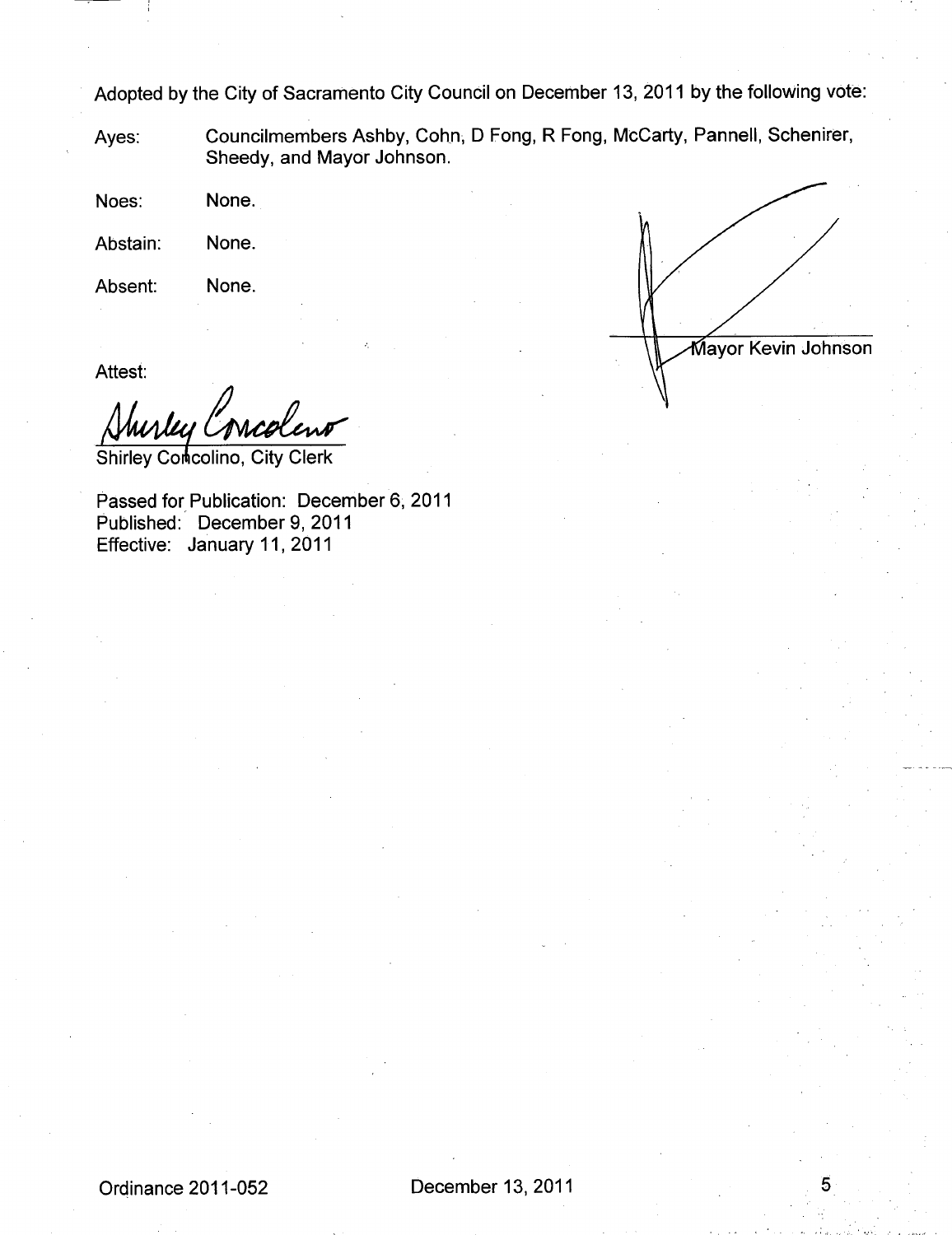Adopted by the City of Sacramento City Council on December 13, 2011 by the following vote:

| | |
|---|---|
| Ayes: | Councilmembers Ashby, Cohn, D Fong, R Fong, McCarty, Pannell, Schenirer, Sheedy, and Mayor Johnson. |
| Noes: | None. |
| Abstain: | None. |
| Absent: | None. |

Mayor Kevin Johnson

Attest:

Shirley Concolino, City Clerk

Passed for Publication: December 6, 2011
Published: December 9, 2011
Effective: January 11, 2011